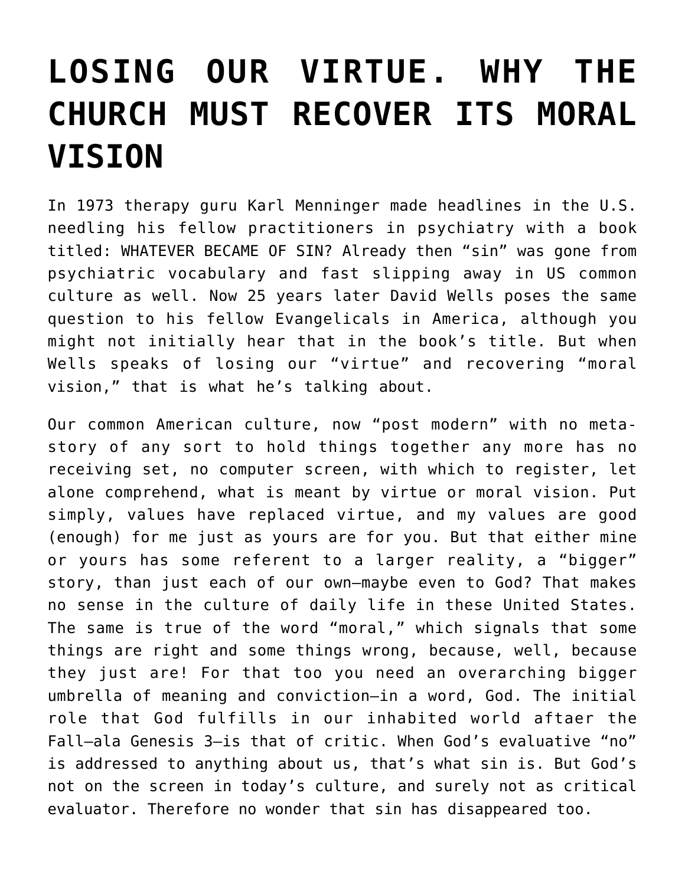# LOSING OUR VIRTUE. WHY THE CHURCH MUST RECOVER ITS MORAL VISION

In 1973 therapy guru Karl Menninger made headlines in the U.S. needling his fellow practitioners in psychiatry with a book titled: WHATEVER BECAME OF SIN? Already then "sin" was gone from psychiatric vocabulary and fast slipping away in US common culture as well. Now 25 years later David Wells poses the same question to his fellow Evangelicals in America, although you might not initially hear that in the book's title. But when Wells speaks of losing our "virtue" and recovering "moral vision," that is what he's talking about.

Our common American culture, now "post modern" with no meta-story of any sort to hold things together any more has no receiving set, no computer screen, with which to register, let alone comprehend, what is meant by virtue or moral vision. Put simply, values have replaced virtue, and my values are good (enough) for me just as yours are for you. But that either mine or yours has some referent to a larger reality, a "bigger" story, than just each of our own—maybe even to God? That makes no sense in the culture of daily life in these United States. The same is true of the word "moral," which signals that some things are right and some things wrong, because, well, because they just are! For that too you need an overarching bigger umbrella of meaning and conviction—in a word, God. The initial role that God fulfills in our inhabited world aftaer the Fall—ala Genesis 3—is that of critic. When God's evaluative "no" is addressed to anything about us, that's what sin is. But God's not on the screen in today's culture, and surely not as critical evaluator. Therefore no wonder that sin has disappeared too.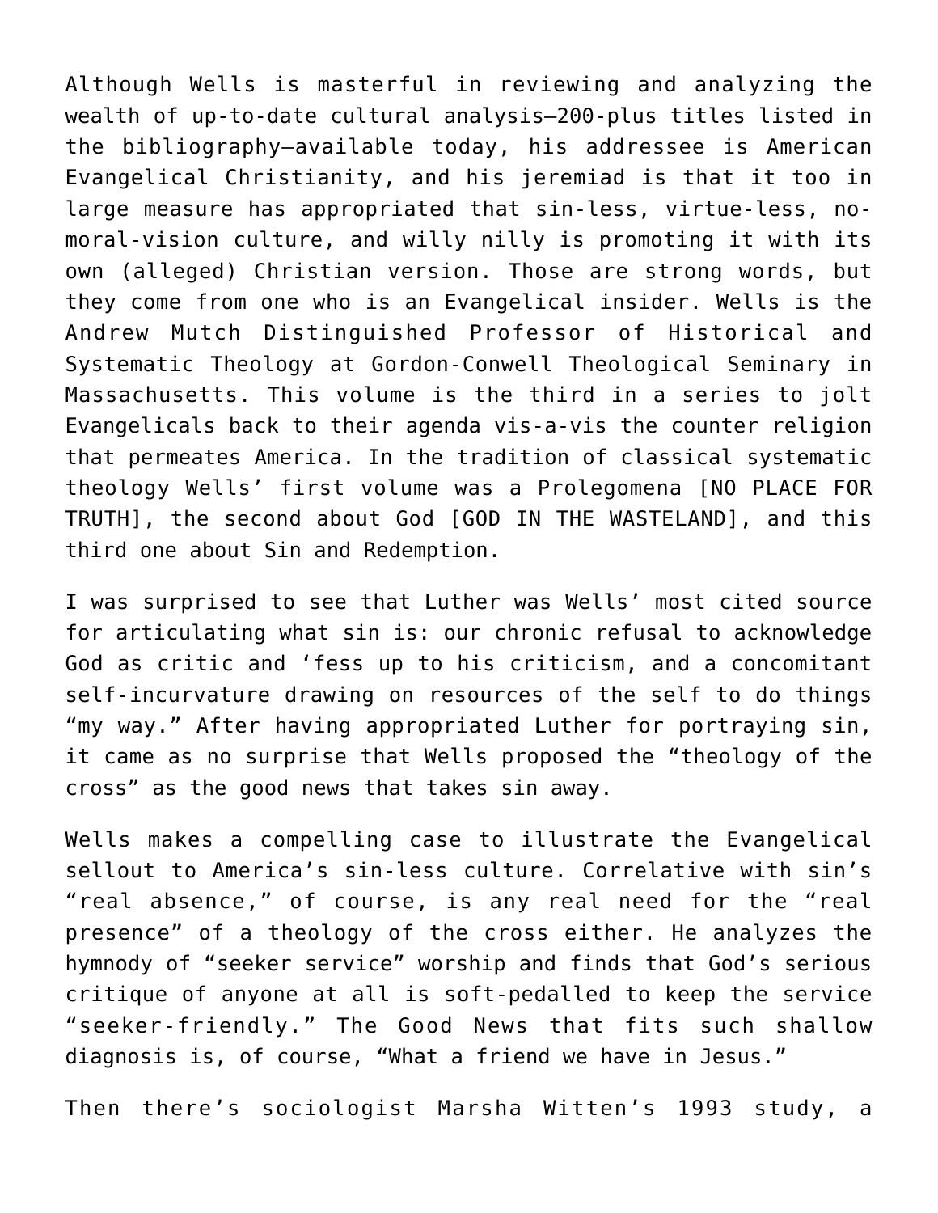Although Wells is masterful in reviewing and analyzing the wealth of up-to-date cultural analysis—200-plus titles listed in the bibliography—available today, his addressee is American Evangelical Christianity, and his jeremiad is that it too in large measure has appropriated that sin-less, virtue-less, no-moral-vision culture, and willy nilly is promoting it with its own (alleged) Christian version. Those are strong words, but they come from one who is an Evangelical insider. Wells is the Andrew Mutch Distinguished Professor of Historical and Systematic Theology at Gordon-Conwell Theological Seminary in Massachusetts. This volume is the third in a series to jolt Evangelicals back to their agenda vis-a-vis the counter religion that permeates America. In the tradition of classical systematic theology Wells' first volume was a Prolegomena [NO PLACE FOR TRUTH], the second about God [GOD IN THE WASTELAND], and this third one about Sin and Redemption.

I was surprised to see that Luther was Wells' most cited source for articulating what sin is: our chronic refusal to acknowledge God as critic and 'fess up to his criticism, and a concomitant self-incurvature drawing on resources of the self to do things "my way." After having appropriated Luther for portraying sin, it came as no surprise that Wells proposed the "theology of the cross" as the good news that takes sin away.

Wells makes a compelling case to illustrate the Evangelical sellout to America's sin-less culture. Correlative with sin's "real absence," of course, is any real need for the "real presence" of a theology of the cross either. He analyzes the hymnody of "seeker service" worship and finds that God's serious critique of anyone at all is soft-pedalled to keep the service "seeker-friendly." The Good News that fits such shallow diagnosis is, of course, "What a friend we have in Jesus."

Then there's sociologist Marsha Witten's 1993 study, a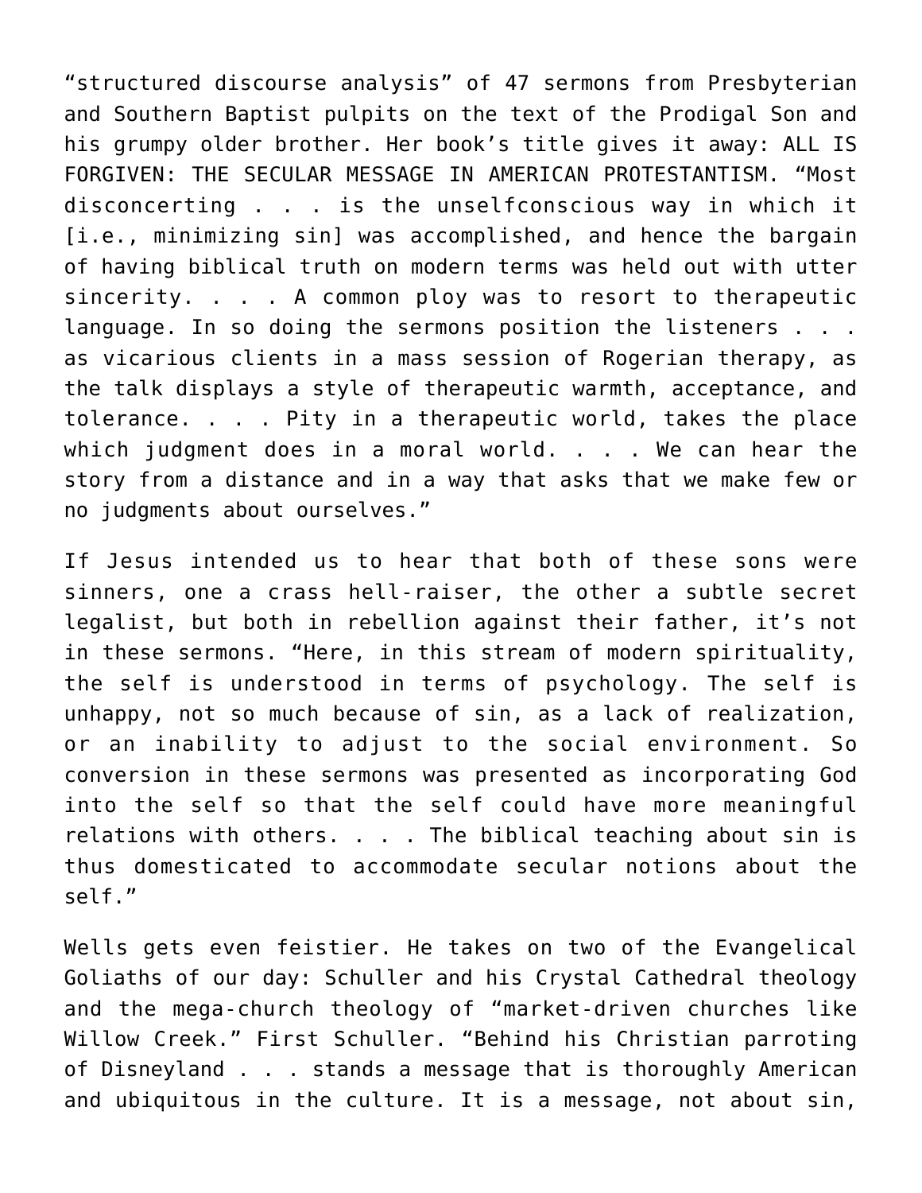“structured discourse analysis” of 47 sermons from Presbyterian and Southern Baptist pulpits on the text of the Prodigal Son and his grumpy older brother. Her book’s title gives it away: ALL IS FORGIVEN: THE SECULAR MESSAGE IN AMERICAN PROTESTANTISM. “Most disconcerting . . . is the unselfconscious way in which it [i.e., minimizing sin] was accomplished, and hence the bargain of having biblical truth on modern terms was held out with utter sincerity. . . . A common ploy was to resort to therapeutic language. In so doing the sermons position the listeners . . . as vicarious clients in a mass session of Rogerian therapy, as the talk displays a style of therapeutic warmth, acceptance, and tolerance. . . . Pity in a therapeutic world, takes the place which judgment does in a moral world. . . . We can hear the story from a distance and in a way that asks that we make few or no judgments about ourselves.”

If Jesus intended us to hear that both of these sons were sinners, one a crass hell-raiser, the other a subtle secret legalist, but both in rebellion against their father, it’s not in these sermons. “Here, in this stream of modern spirituality, the self is understood in terms of psychology. The self is unhappy, not so much because of sin, as a lack of realization, or an inability to adjust to the social environment. So conversion in these sermons was presented as incorporating God into the self so that the self could have more meaningful relations with others. . . . The biblical teaching about sin is thus domesticated to accommodate secular notions about the self.”

Wells gets even feistier. He takes on two of the Evangelical Goliaths of our day: Schuller and his Crystal Cathedral theology and the mega-church theology of “market-driven churches like Willow Creek.” First Schuller. “Behind his Christian parroting of Disneyland . . . stands a message that is thoroughly American and ubiquitous in the culture. It is a message, not about sin,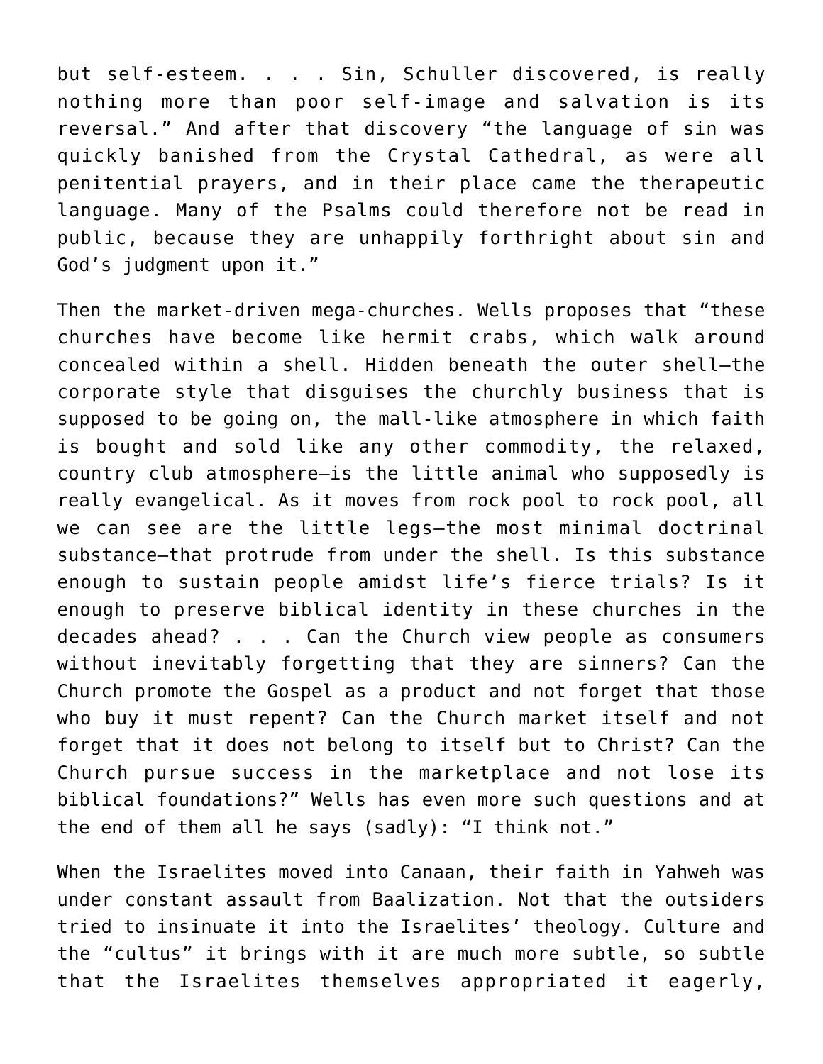but self-esteem. . . . Sin, Schuller discovered, is really nothing more than poor self-image and salvation is its reversal." And after that discovery "the language of sin was quickly banished from the Crystal Cathedral, as were all penitential prayers, and in their place came the therapeutic language. Many of the Psalms could therefore not be read in public, because they are unhappily forthright about sin and God's judgment upon it."

Then the market-driven mega-churches. Wells proposes that "these churches have become like hermit crabs, which walk around concealed within a shell. Hidden beneath the outer shell—the corporate style that disguises the churchly business that is supposed to be going on, the mall-like atmosphere in which faith is bought and sold like any other commodity, the relaxed, country club atmosphere—is the little animal who supposedly is really evangelical. As it moves from rock pool to rock pool, all we can see are the little legs—the most minimal doctrinal substance—that protrude from under the shell. Is this substance enough to sustain people amidst life's fierce trials? Is it enough to preserve biblical identity in these churches in the decades ahead? . . . Can the Church view people as consumers without inevitably forgetting that they are sinners? Can the Church promote the Gospel as a product and not forget that those who buy it must repent? Can the Church market itself and not forget that it does not belong to itself but to Christ? Can the Church pursue success in the marketplace and not lose its biblical foundations?" Wells has even more such questions and at the end of them all he says (sadly): "I think not."

When the Israelites moved into Canaan, their faith in Yahweh was under constant assault from Baalization. Not that the outsiders tried to insinuate it into the Israelites' theology. Culture and the "cultus" it brings with it are much more subtle, so subtle that the Israelites themselves appropriated it eagerly,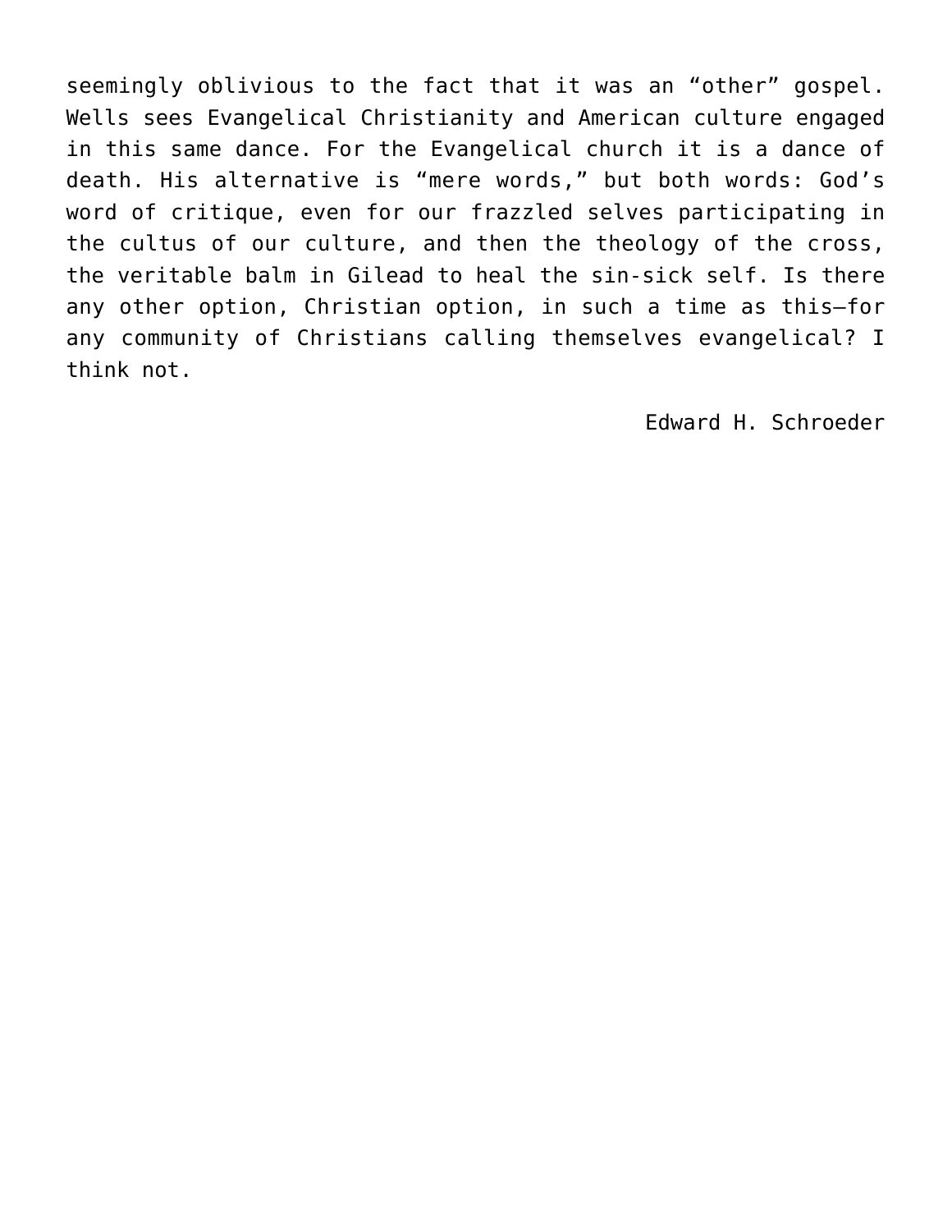seemingly oblivious to the fact that it was an "other" gospel. Wells sees Evangelical Christianity and American culture engaged in this same dance. For the Evangelical church it is a dance of death. His alternative is "mere words," but both words: God's word of critique, even for our frazzled selves participating in the cultus of our culture, and then the theology of the cross, the veritable balm in Gilead to heal the sin-sick self. Is there any other option, Christian option, in such a time as this—for any community of Christians calling themselves evangelical? I think not.

Edward H. Schroeder